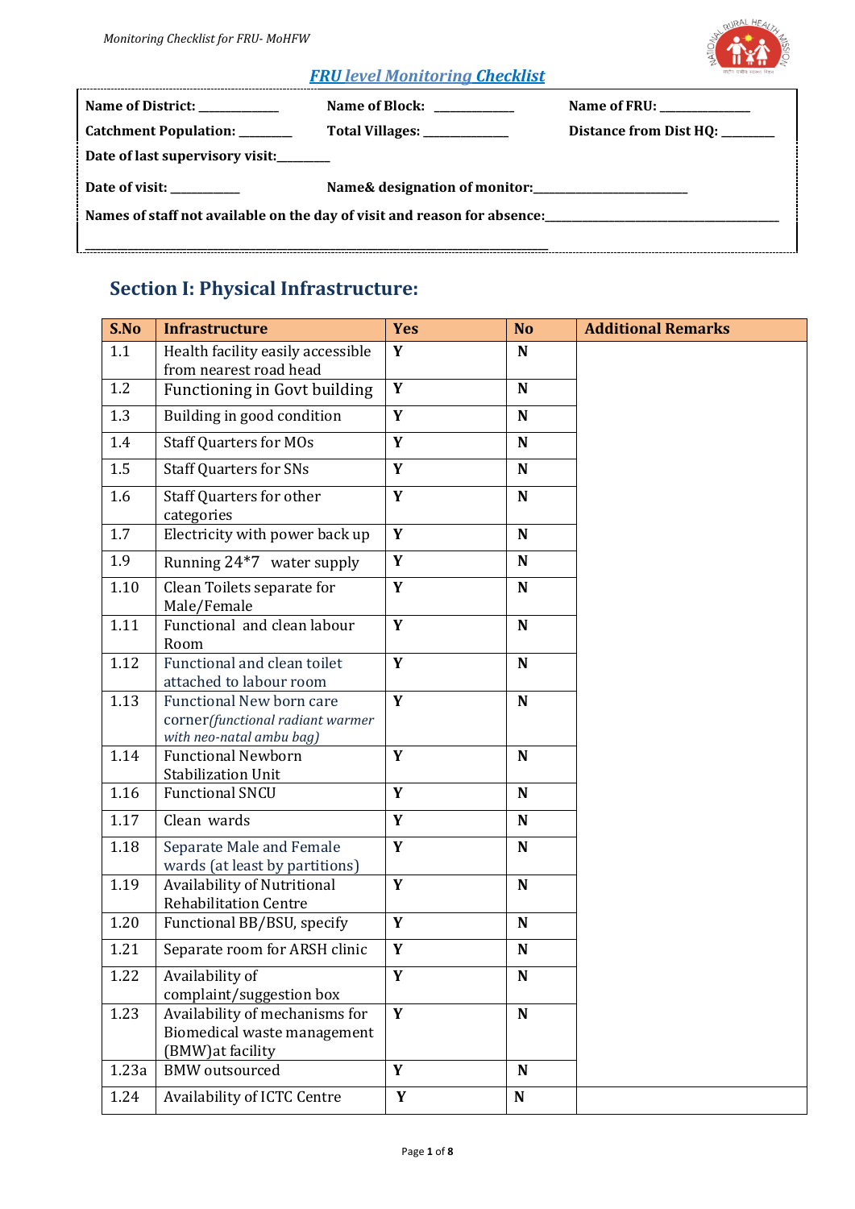## *FRU level Monitoring Checklist*

**Name of District:** _____________ **Name of Block:** _____________ **Name of FRU:** ______________

**Catchment Population:** ________ **Total Villages:** _____________ **Distance from Dist HQ:** ________

**Date of last supervisory visit:**________

**Date of visit:** ___________ **Name& designation of monitor:**_________________________

**Names of staff not available on the day of visit and reason for absence:**_______________________________________

___________________________________________________________________________

# Section I: Physical Infrastructure:

| S.No | Infrastructure | Yes | No | Additional Remarks |
|---|---|---|---|---|
| 1.1 | Health facility easily accessible from nearest road head | **Y** | **N** | |
| 1.2 | Functioning in Govt building | **Y** | **N** | |
| 1.3 | Building in good condition | **Y** | **N** | |
| 1.4 | Staff Quarters for MOs | **Y** | **N** | |
| 1.5 | Staff Quarters for SNs | **Y** | **N** | |
| 1.6 | Staff Quarters for other categories | **Y** | **N** | |
| 1.7 | Electricity with power back up | **Y** | **N** | |
| 1.9 | Running 24*7 water supply | **Y** | **N** | |
| 1.10 | Clean Toilets separate for Male/Female | **Y** | **N** | |
| 1.11 | Functional and clean labour Room | **Y** | **N** | |
| 1.12 | Functional and clean toilet attached to labour room | **Y** | **N** | |
| 1.13 | Functional New born care corner *(functional radiant warmer with neo-natal ambu bag)* | **Y** | **N** | |
| 1.14 | Functional Newborn Stabilization Unit | **Y** | **N** | |
| 1.16 | Functional SNCU | **Y** | **N** | |
| 1.17 | Clean wards | **Y** | **N** | |
| 1.18 | Separate Male and Female wards (at least by partitions) | **Y** | **N** | |
| 1.19 | Availability of Nutritional Rehabilitation Centre | **Y** | **N** | |
| 1.20 | Functional BB/BSU, specify | **Y** | **N** | |
| 1.21 | Separate room for ARSH clinic | **Y** | **N** | |
| 1.22 | Availability of complaint/suggestion box | **Y** | **N** | |
| 1.23 | Availability of mechanisms for Biomedical waste management (BMW)at facility | **Y** | **N** | |
| 1.23a | BMW outsourced | **Y** | **N** | |
| 1.24 | Availability of ICTC Centre | **Y** | **N** | |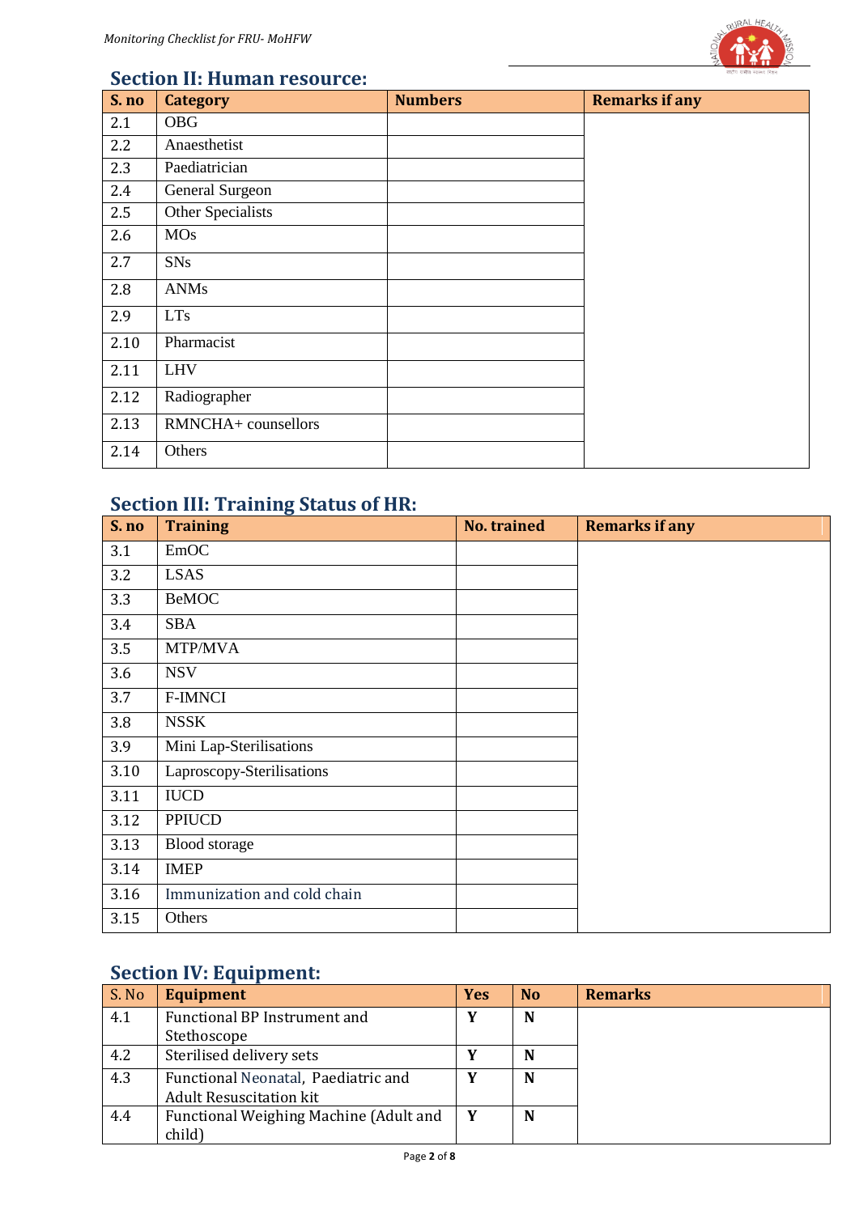## Section II: Human resource:

| S. no | Category | Numbers | Remarks if any |
|---|---|---|---|
| 2.1 | OBG | | |
| 2.2 | Anaesthetist | | |
| 2.3 | Paediatrician | | |
| 2.4 | General Surgeon | | |
| 2.5 | Other Specialists | | |
| 2.6 | MOs | | |
| 2.7 | SNs | | |
| 2.8 | ANMs | | |
| 2.9 | LTs | | |
| 2.10 | Pharmacist | | |
| 2.11 | LHV | | |
| 2.12 | Radiographer | | |
| 2.13 | RMNCHA+ counsellors | | |
| 2.14 | Others | | |

## Section III: Training Status of HR:

| S. no | Training | No. trained | Remarks if any |
|---|---|---|---|
| 3.1 | EmOC | | |
| 3.2 | LSAS | | |
| 3.3 | BeMOC | | |
| 3.4 | SBA | | |
| 3.5 | MTP/MVA | | |
| 3.6 | NSV | | |
| 3.7 | F-IMNCI | | |
| 3.8 | NSSK | | |
| 3.9 | Mini Lap-Sterilisations | | |
| 3.10 | Laproscopy-Sterilisations | | |
| 3.11 | IUCD | | |
| 3.12 | PPIUCD | | |
| 3.13 | Blood storage | | |
| 3.14 | IMEP | | |
| 3.16 | Immunization and cold chain | | |
| 3.15 | Others | | |

## Section IV: Equipment:

| S. No | Equipment | Yes | No | Remarks |
|---|---|---|---|---|
| 4.1 | Functional BP Instrument and Stethoscope | **Y** | **N** | |
| 4.2 | Sterilised delivery sets | **Y** | **N** | |
| 4.3 | Functional Neonatal, Paediatric and Adult Resuscitation kit | **Y** | **N** | |
| 4.4 | Functional Weighing Machine (Adult and child) | **Y** | **N** | |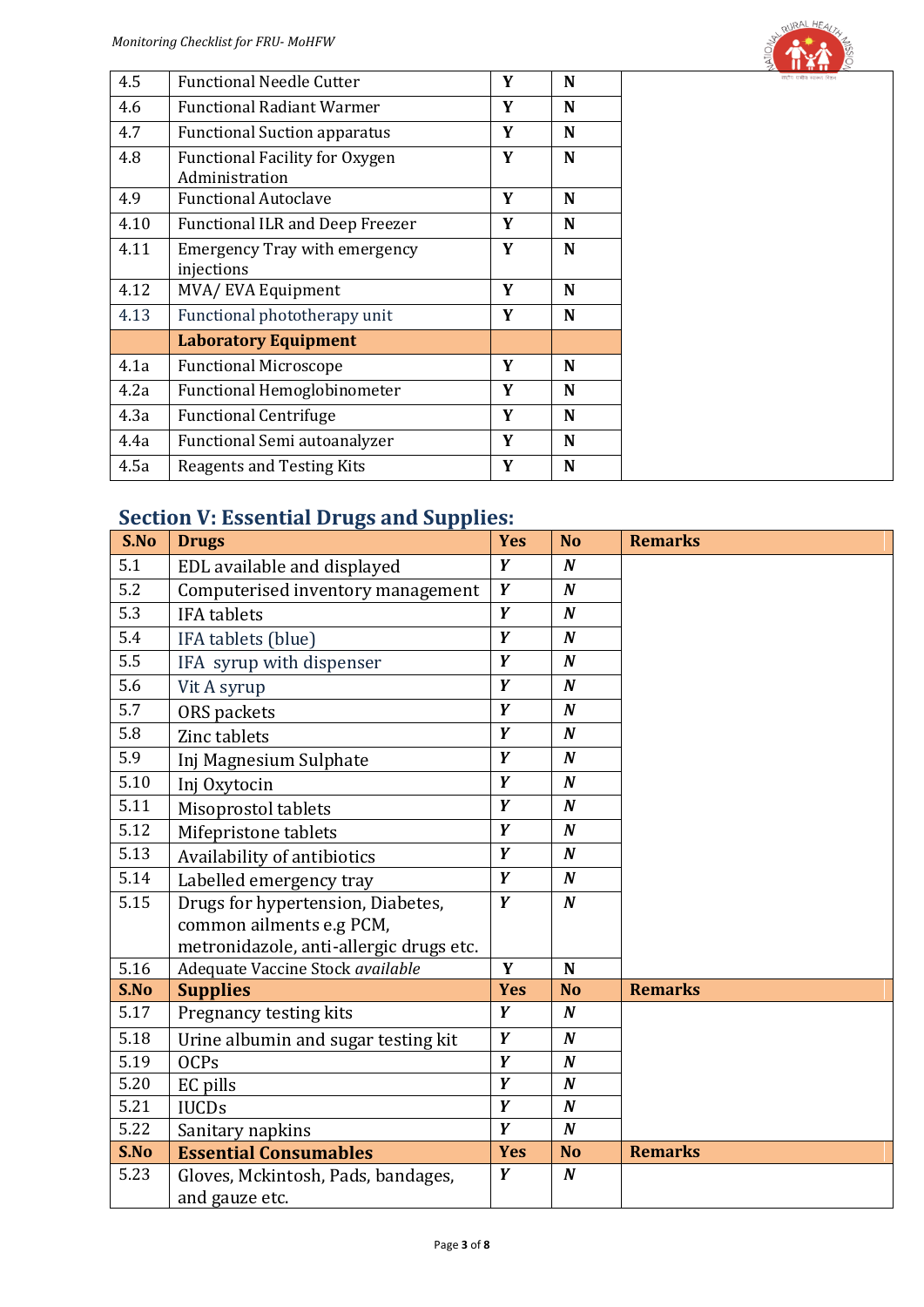| | | | | |
|---|---|---|---|---|
| 4.5 | Functional Needle Cutter | Y | N | |
| 4.6 | Functional Radiant Warmer | Y | N | |
| 4.7 | Functional Suction apparatus | Y | N | |
| 4.8 | Functional Facility for Oxygen Administration | Y | N | |
| 4.9 | Functional Autoclave | Y | N | |
| 4.10 | Functional ILR and Deep Freezer | Y | N | |
| 4.11 | Emergency Tray with emergency injections | Y | N | |
| 4.12 | MVA/ EVA Equipment | Y | N | |
| 4.13 | Functional phototherapy unit | Y | N | |
| | **Laboratory Equipment** | | | |
| 4.1a | Functional Microscope | Y | N | |
| 4.2a | Functional Hemoglobinometer | Y | N | |
| 4.3a | Functional Centrifuge | Y | N | |
| 4.4a | Functional Semi autoanalyzer | Y | N | |
| 4.5a | Reagents and Testing Kits | Y | N | |

## Section V: Essential Drugs and Supplies:

| S.No | Drugs | Yes | No | Remarks |
|---|---|---|---|---|
| 5.1 | EDL available and displayed | *Y* | *N* | |
| 5.2 | Computerised inventory management | *Y* | *N* | |
| 5.3 | IFA tablets | *Y* | *N* | |
| 5.4 | IFA tablets (blue) | *Y* | *N* | |
| 5.5 | IFA syrup with dispenser | *Y* | *N* | |
| 5.6 | Vit A syrup | *Y* | *N* | |
| 5.7 | ORS packets | *Y* | *N* | |
| 5.8 | Zinc tablets | *Y* | *N* | |
| 5.9 | Inj Magnesium Sulphate | *Y* | *N* | |
| 5.10 | Inj Oxytocin | *Y* | *N* | |
| 5.11 | Misoprostol tablets | *Y* | *N* | |
| 5.12 | Mifepristone tablets | *Y* | *N* | |
| 5.13 | Availability of antibiotics | *Y* | *N* | |
| 5.14 | Labelled emergency tray | *Y* | *N* | |
| 5.15 | Drugs for hypertension, Diabetes, common ailments e.g PCM, metronidazole, anti-allergic drugs etc. | *Y* | *N* | |
| 5.16 | Adequate Vaccine Stock *available* | Y | N | |
| **S.No** | **Supplies** | **Yes** | **No** | **Remarks** |
| 5.17 | Pregnancy testing kits | *Y* | *N* | |
| 5.18 | Urine albumin and sugar testing kit | *Y* | *N* | |
| 5.19 | OCPs | *Y* | *N* | |
| 5.20 | EC pills | *Y* | *N* | |
| 5.21 | IUCDs | *Y* | *N* | |
| 5.22 | Sanitary napkins | *Y* | *N* | |
| **S.No** | **Essential Consumables** | **Yes** | **No** | **Remarks** |
| 5.23 | Gloves, Mckintosh, Pads, bandages, and gauze etc. | *Y* | *N* | |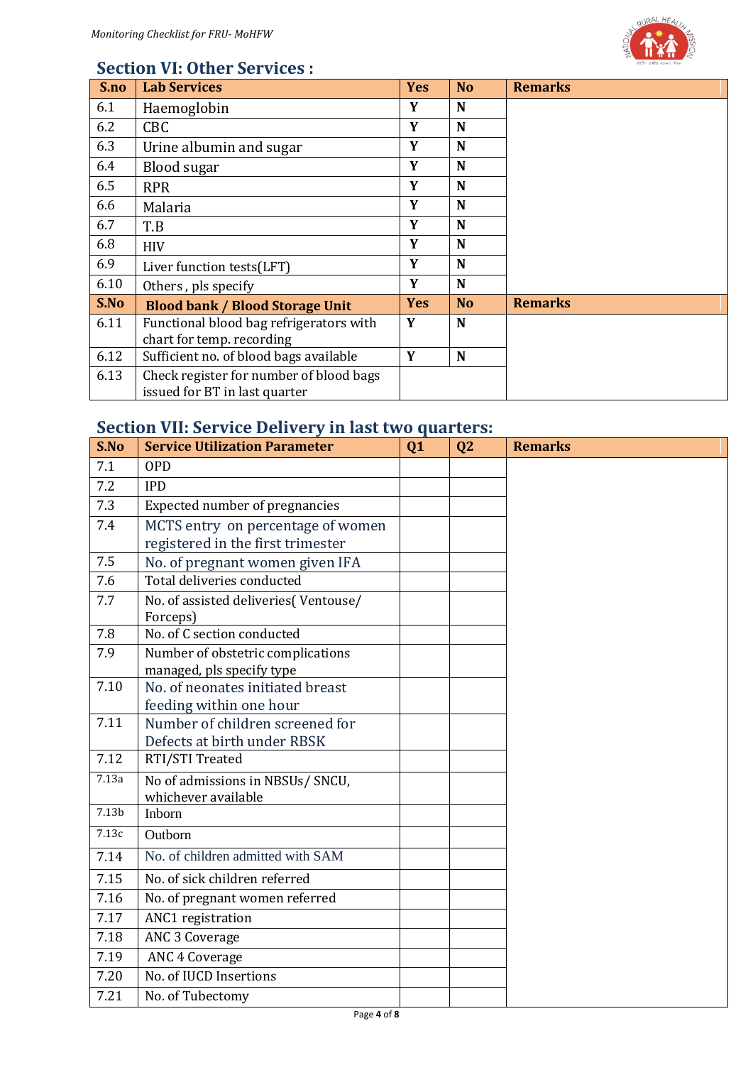## Section VI: Other Services :

| S.no | Lab Services | Yes | No | Remarks |
|---|---|---|---|---|
| 6.1 | Haemoglobin | Y | N | |
| 6.2 | CBC | Y | N | |
| 6.3 | Urine albumin and sugar | Y | N | |
| 6.4 | Blood sugar | Y | N | |
| 6.5 | RPR | Y | N | |
| 6.6 | Malaria | Y | N | |
| 6.7 | T.B | Y | N | |
| 6.8 | HIV | Y | N | |
| 6.9 | Liver function tests(LFT) | Y | N | |
| 6.10 | Others , pls specify | Y | N | |
| **S.No** | **Blood bank / Blood Storage Unit** | **Yes** | **No** | **Remarks** |
| 6.11 | Functional blood bag refrigerators with chart for temp. recording | Y | N | |
| 6.12 | Sufficient no. of blood bags available | Y | N | |
| 6.13 | Check register for number of blood bags issued for BT in last quarter | | | |

## Section VII: Service Delivery in last two quarters:

| S.No | Service Utilization Parameter | Q1 | Q2 | Remarks |
|---|---|---|---|---|
| 7.1 | OPD | | | |
| 7.2 | IPD | | | |
| 7.3 | Expected number of pregnancies | | | |
| 7.4 | MCTS entry on percentage of women registered in the first trimester | | | |
| 7.5 | No. of pregnant women given IFA | | | |
| 7.6 | Total deliveries conducted | | | |
| 7.7 | No. of assisted deliveries( Ventouse/ Forceps) | | | |
| 7.8 | No. of C section conducted | | | |
| 7.9 | Number of obstetric complications managed, pls specify type | | | |
| 7.10 | No. of neonates initiated breast feeding within one hour | | | |
| 7.11 | Number of children screened for Defects at birth under RBSK | | | |
| 7.12 | RTI/STI Treated | | | |
| 7.13a | No of admissions in NBSUs/ SNCU, whichever available | | | |
| 7.13b | Inborn | | | |
| 7.13c | Outborn | | | |
| 7.14 | No. of children admitted with SAM | | | |
| 7.15 | No. of sick children referred | | | |
| 7.16 | No. of pregnant women referred | | | |
| 7.17 | ANC1 registration | | | |
| 7.18 | ANC 3 Coverage | | | |
| 7.19 | ANC 4 Coverage | | | |
| 7.20 | No. of IUCD Insertions | | | |
| 7.21 | No. of Tubectomy | | | |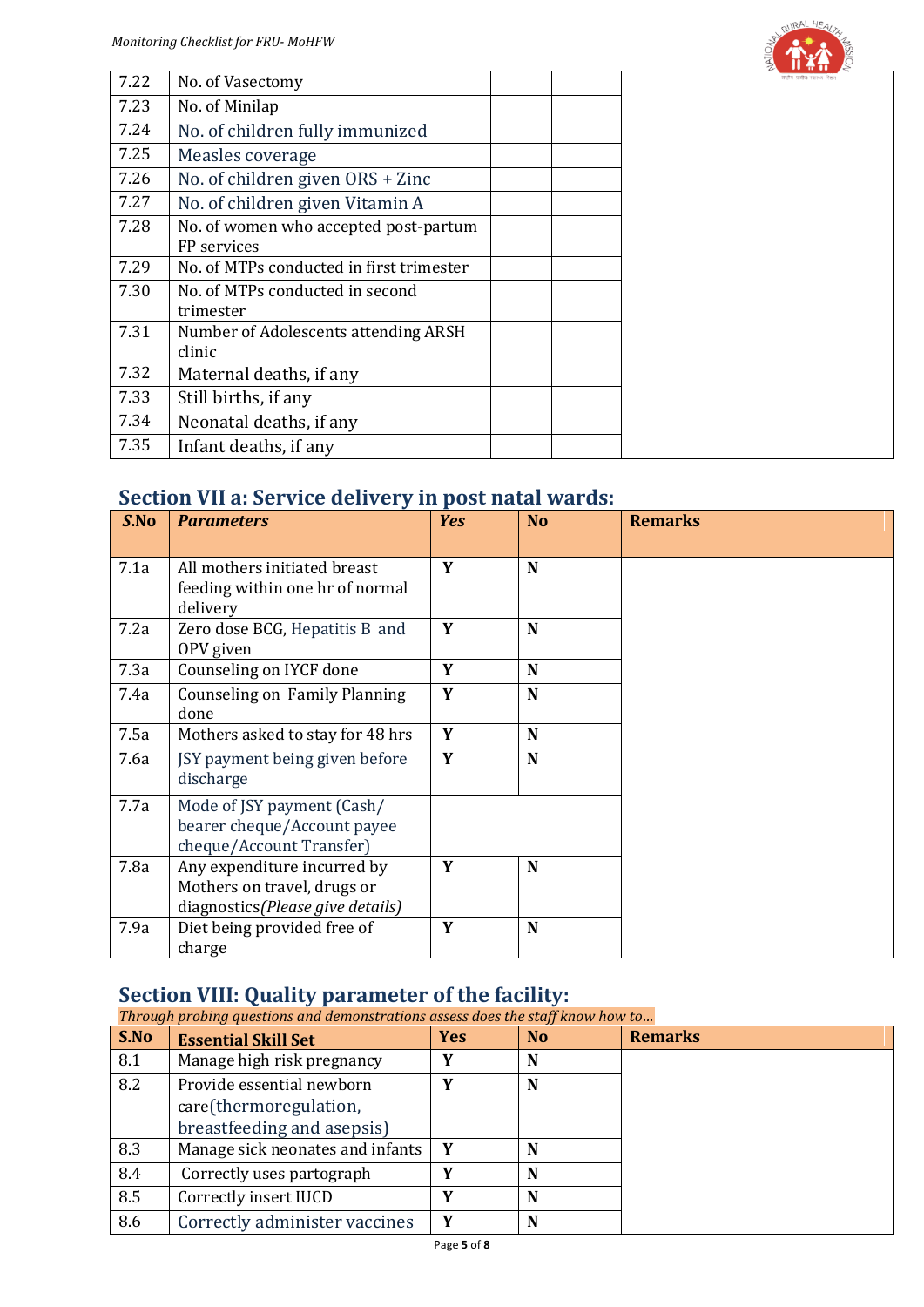| | | | | |
|---|---|---|---|---|
| 7.22 | No. of Vasectomy | | | |
| 7.23 | No. of Minilap | | | |
| 7.24 | No. of children fully immunized | | | |
| 7.25 | Measles coverage | | | |
| 7.26 | No. of children given ORS + Zinc | | | |
| 7.27 | No. of children given Vitamin A | | | |
| 7.28 | No. of women who accepted post-partum FP services | | | |
| 7.29 | No. of MTPs conducted in first trimester | | | |
| 7.30 | No. of MTPs conducted in second trimester | | | |
| 7.31 | Number of Adolescents attending ARSH clinic | | | |
| 7.32 | Maternal deaths, if any | | | |
| 7.33 | Still births, if any | | | |
| 7.34 | Neonatal deaths, if any | | | |
| 7.35 | Infant deaths, if any | | | |

## Section VII a: Service delivery in post natal wards:

| *S.No* | *Parameters* | *Yes* | No | Remarks |
|---|---|---|---|---|
| 7.1a | All mothers initiated breast feeding within one hr of normal delivery | **Y** | **N** | |
| 7.2a | Zero dose BCG, Hepatitis B and OPV given | **Y** | **N** | |
| 7.3a | Counseling on IYCF done | **Y** | **N** | |
| 7.4a | Counseling on Family Planning done | **Y** | **N** | |
| 7.5a | Mothers asked to stay for 48 hrs | **Y** | **N** | |
| 7.6a | JSY payment being given before discharge | **Y** | **N** | |
| 7.7a | Mode of JSY payment (Cash/ bearer cheque/Account payee cheque/Account Transfer) | | | |
| 7.8a | Any expenditure incurred by Mothers on travel, drugs or diagnostics*(Please give details)* | **Y** | **N** | |
| 7.9a | Diet being provided free of charge | **Y** | **N** | |

## Section VIII: Quality parameter of the facility:

*Through probing questions and demonstrations assess does the staff know how to...*

| S.No | Essential Skill Set | Yes | No | Remarks |
|---|---|---|---|---|
| 8.1 | Manage high risk pregnancy | **Y** | **N** | |
| 8.2 | Provide essential newborn care(thermoregulation, breastfeeding and asepsis) | **Y** | **N** | |
| 8.3 | Manage sick neonates and infants | **Y** | **N** | |
| 8.4 | Correctly uses partograph | **Y** | **N** | |
| 8.5 | Correctly insert IUCD | **Y** | **N** | |
| 8.6 | Correctly administer vaccines | **Y** | **N** | |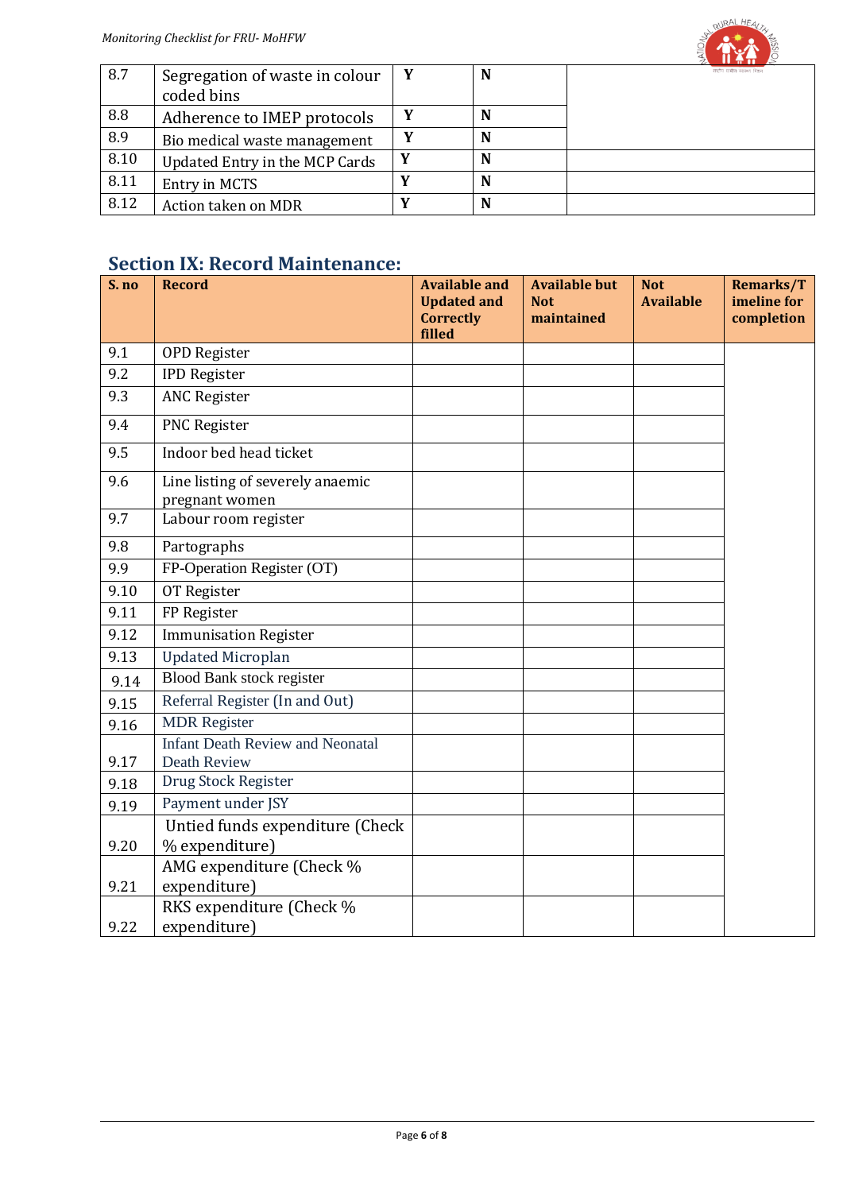| 8.7 | Segregation of waste in colour coded bins | Y | N | |
|---|---|---|---|---|
| 8.8 | Adherence to IMEP protocols | Y | N | |
| 8.9 | Bio medical waste management | Y | N | |
| 8.10 | Updated Entry in the MCP Cards | Y | N | |
| 8.11 | Entry in MCTS | Y | N | |
| 8.12 | Action taken on MDR | Y | N | |

## Section IX: Record Maintenance:

| S. no | Record | Available and Updated and Correctly filled | Available but Not maintained | Not Available | Remarks/Timeline for completion |
|---|---|---|---|---|---|
| 9.1 | OPD Register | | | | |
| 9.2 | IPD Register | | | | |
| 9.3 | ANC Register | | | | |
| 9.4 | PNC Register | | | | |
| 9.5 | Indoor bed head ticket | | | | |
| 9.6 | Line listing of severely anaemic pregnant women | | | | |
| 9.7 | Labour room register | | | | |
| 9.8 | Partographs | | | | |
| 9.9 | FP-Operation Register (OT) | | | | |
| 9.10 | OT Register | | | | |
| 9.11 | FP Register | | | | |
| 9.12 | Immunisation Register | | | | |
| 9.13 | Updated Microplan | | | | |
| 9.14 | Blood Bank stock register | | | | |
| 9.15 | Referral Register (In and Out) | | | | |
| 9.16 | MDR Register | | | | |
| 9.17 | Infant Death Review and Neonatal Death Review | | | | |
| 9.18 | Drug Stock Register | | | | |
| 9.19 | Payment under JSY | | | | |
| 9.20 | Untied funds expenditure (Check % expenditure) | | | | |
| 9.21 | AMG expenditure (Check % expenditure) | | | | |
| 9.22 | RKS expenditure (Check % expenditure) | | | | |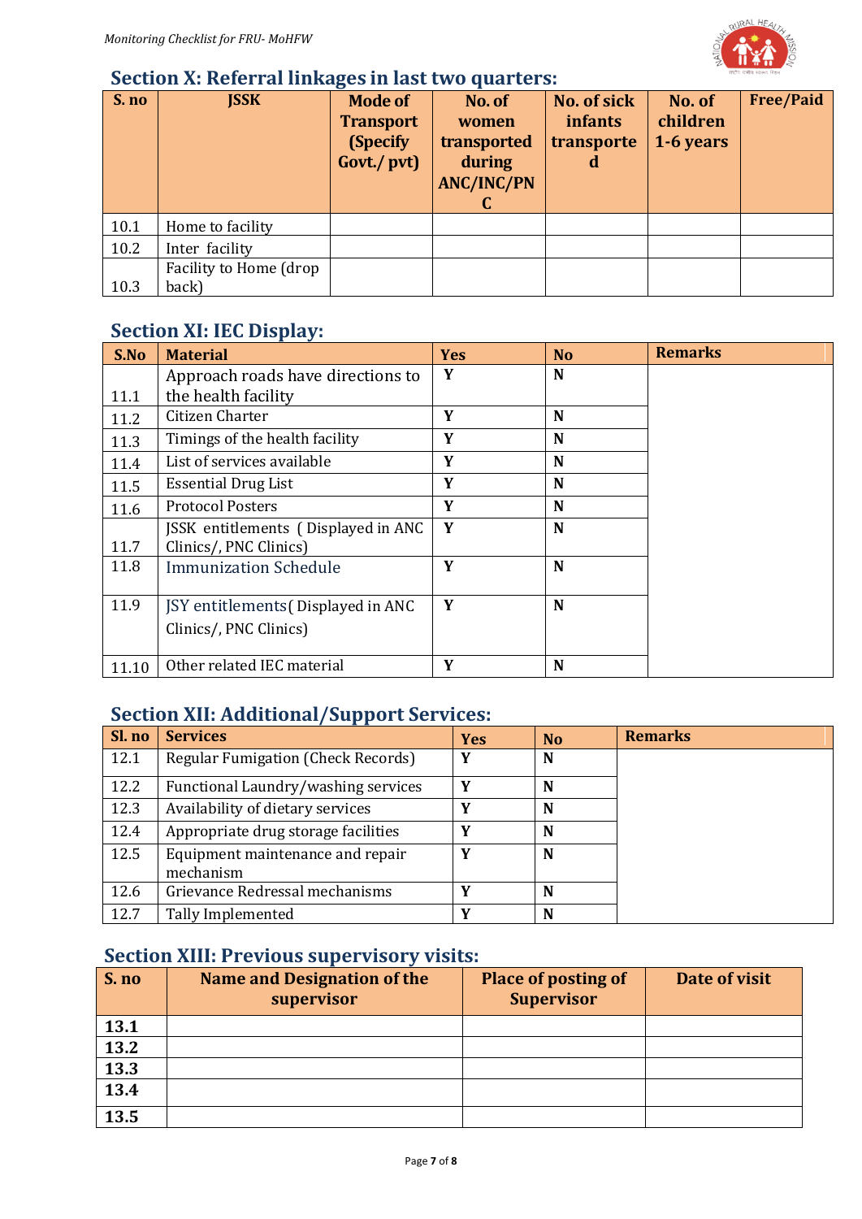## Section X: Referral linkages in last two quarters:

| S. no | JSSK | Mode of Transport (Specify Govt./ pvt) | No. of women transported during ANC/INC/PNC | No. of sick infants transported | No. of children 1-6 years | Free/Paid |
|---|---|---|---|---|---|---|
| 10.1 | Home to facility | | | | | |
| 10.2 | Inter facility | | | | | |
| 10.3 | Facility to Home (drop back) | | | | | |

## Section XI: IEC Display:

| S.No | Material | Yes | No | Remarks |
|---|---|---|---|---|
| 11.1 | Approach roads have directions to the health facility | Y | N | |
| 11.2 | Citizen Charter | Y | N | |
| 11.3 | Timings of the health facility | Y | N | |
| 11.4 | List of services available | Y | N | |
| 11.5 | Essential Drug List | Y | N | |
| 11.6 | Protocol Posters | Y | N | |
| 11.7 | JSSK entitlements ( Displayed in ANC Clinics/, PNC Clinics) | Y | N | |
| 11.8 | Immunization Schedule | Y | N | |
| 11.9 | JSY entitlements( Displayed in ANC Clinics/, PNC Clinics) | Y | N | |
| 11.10 | Other related IEC material | Y | N | |

## Section XII: Additional/Support Services:

| Sl. no | Services | Yes | No | Remarks |
|---|---|---|---|---|
| 12.1 | Regular Fumigation (Check Records) | Y | N | |
| 12.2 | Functional Laundry/washing services | Y | N | |
| 12.3 | Availability of dietary services | Y | N | |
| 12.4 | Appropriate drug storage facilities | Y | N | |
| 12.5 | Equipment maintenance and repair mechanism | Y | N | |
| 12.6 | Grievance Redressal mechanisms | Y | N | |
| 12.7 | Tally Implemented | Y | N | |

## Section XIII: Previous supervisory visits:

| S. no | Name and Designation of the supervisor | Place of posting of Supervisor | Date of visit |
|---|---|---|---|
| 13.1 | | | |
| 13.2 | | | |
| 13.3 | | | |
| 13.4 | | | |
| 13.5 | | | |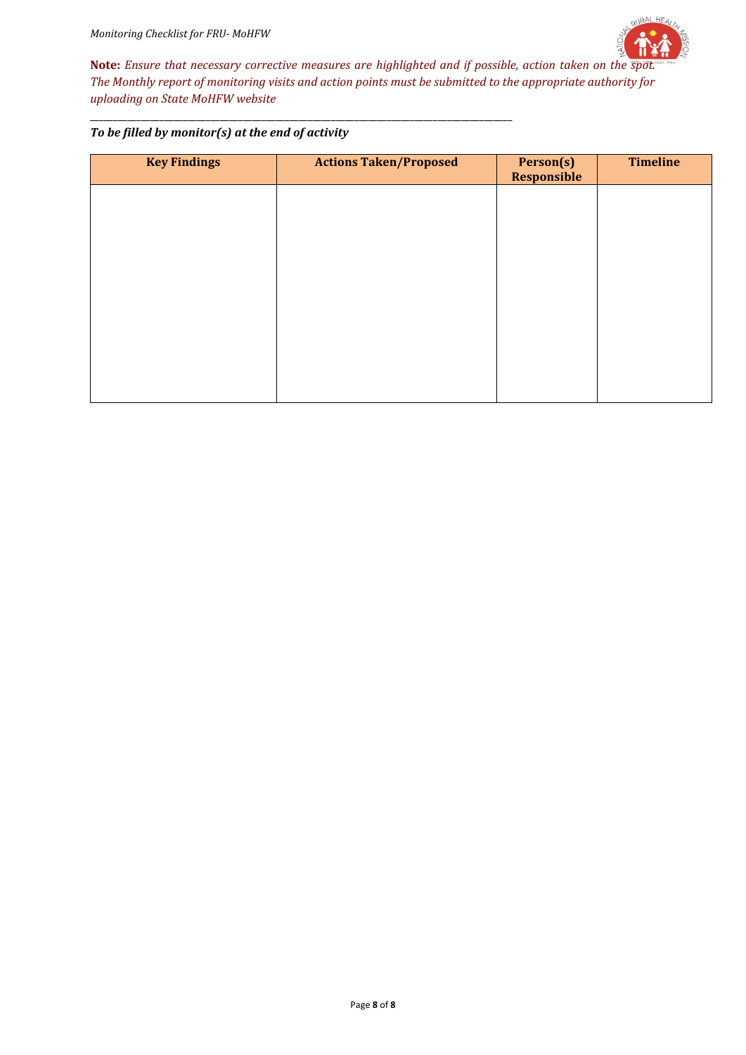**Note:** *Ensure that necessary corrective measures are highlighted and if possible, action taken on the spot. The Monthly report of monitoring visits and action points must be submitted to the appropriate authority for uploading on State MoHFW website*

---

***To be filled by monitor(s) at the end of activity***

| Key Findings | Actions Taken/Proposed | Person(s) Responsible | Timeline |
|---|---|---|---|
| | | | |